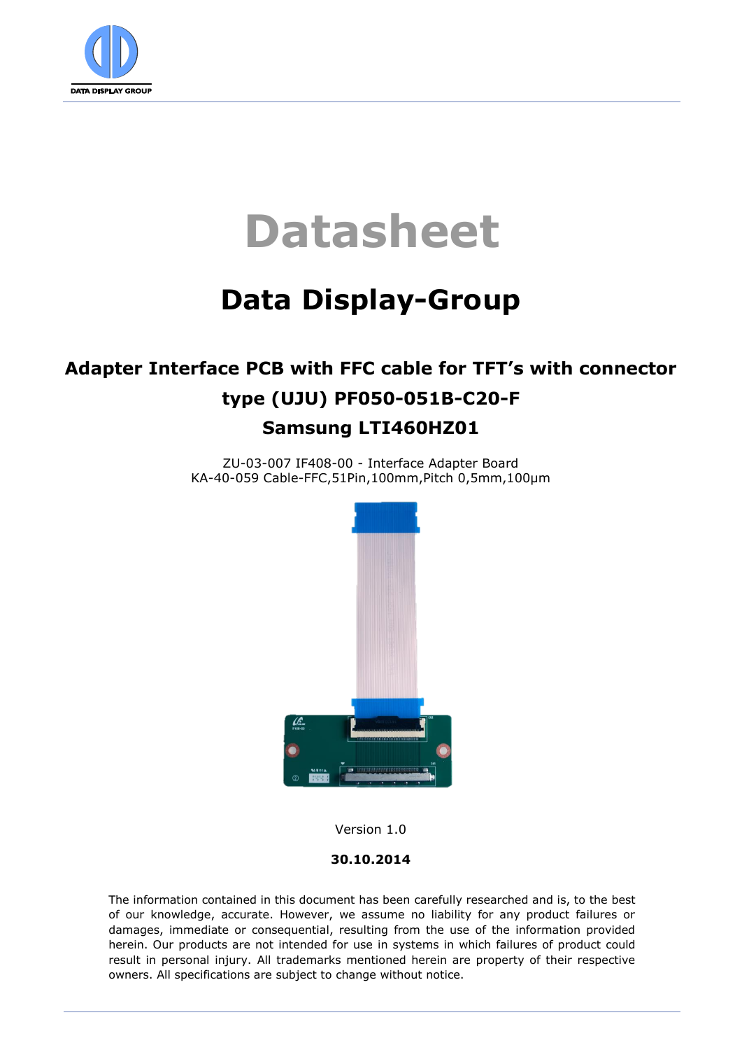# Datasheet

## Data Display-Group

### Adapter Interface PCB with FFC cable for TFT's with connector type (UJU) PF050-051B-C20-F Samsung LTI460HZ01

ZU-03-007 IF408-00 - Interface Adapter Board
KA-40-059 Cable-FFC,51Pin,100mm,Pitch 0,5mm,100µm

Version 1.0

**30.10.2014**

The information contained in this document has been carefully researched and is, to the best of our knowledge, accurate. However, we assume no liability for any product failures or damages, immediate or consequential, resulting from the use of the information provided herein. Our products are not intended for use in systems in which failures of product could result in personal injury. All trademarks mentioned herein are property of their respective owners. All specifications are subject to change without notice.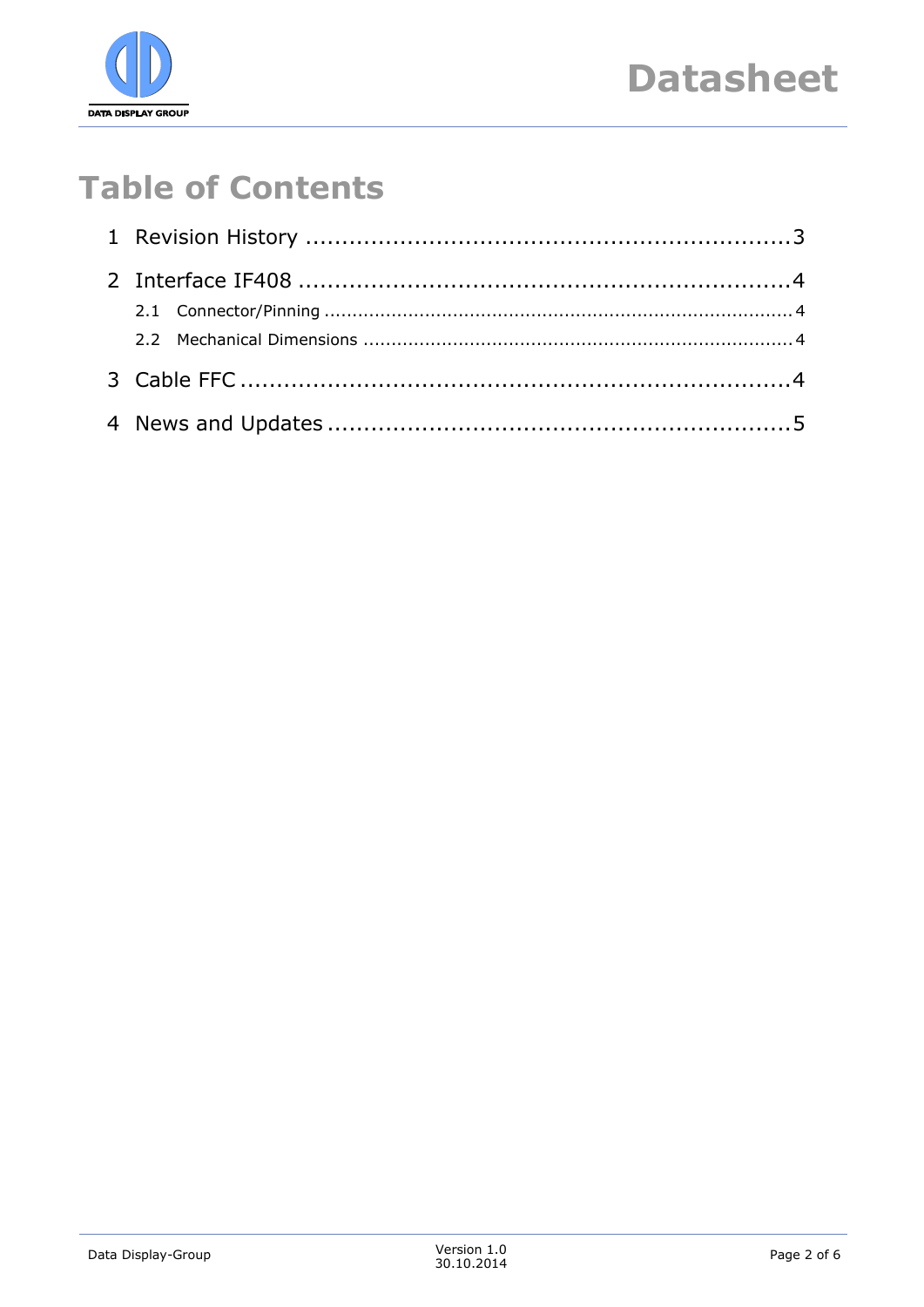# Table of Contents

1 Revision History ....................................................................3

2 Interface IF408 ....................................................................4

 2.1 Connector/Pinning ....................................................................4

 2.2 Mechanical Dimensions ....................................................................4

3 Cable FFC ....................................................................4

4 News and Updates ....................................................................5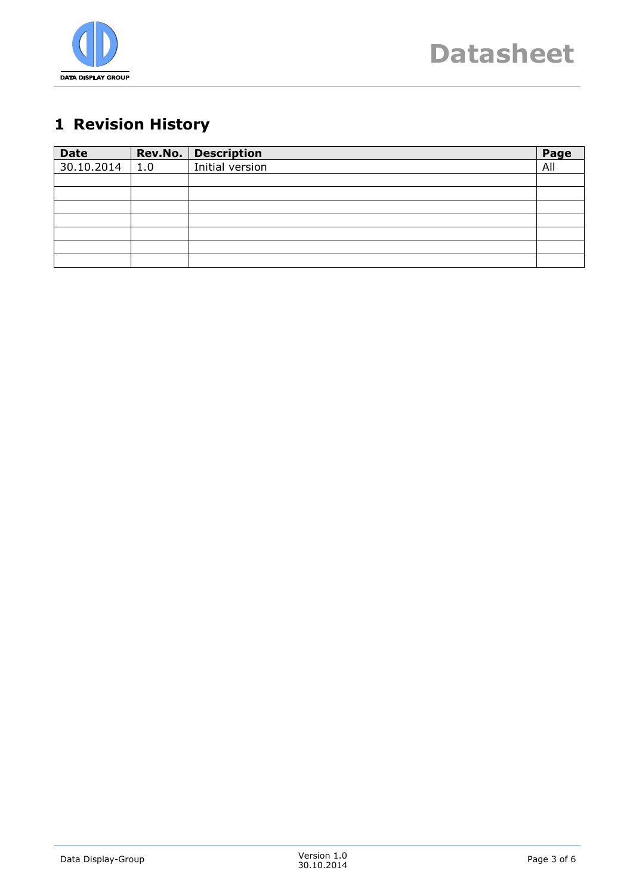# 1 Revision History

| Date | Rev.No. | Description | Page |
|---|---|---|---|
| 30.10.2014 | 1.0 | Initial version | All |
| | | | |
| | | | |
| | | | |
| | | | |
| | | | |
| | | | |
| | | | |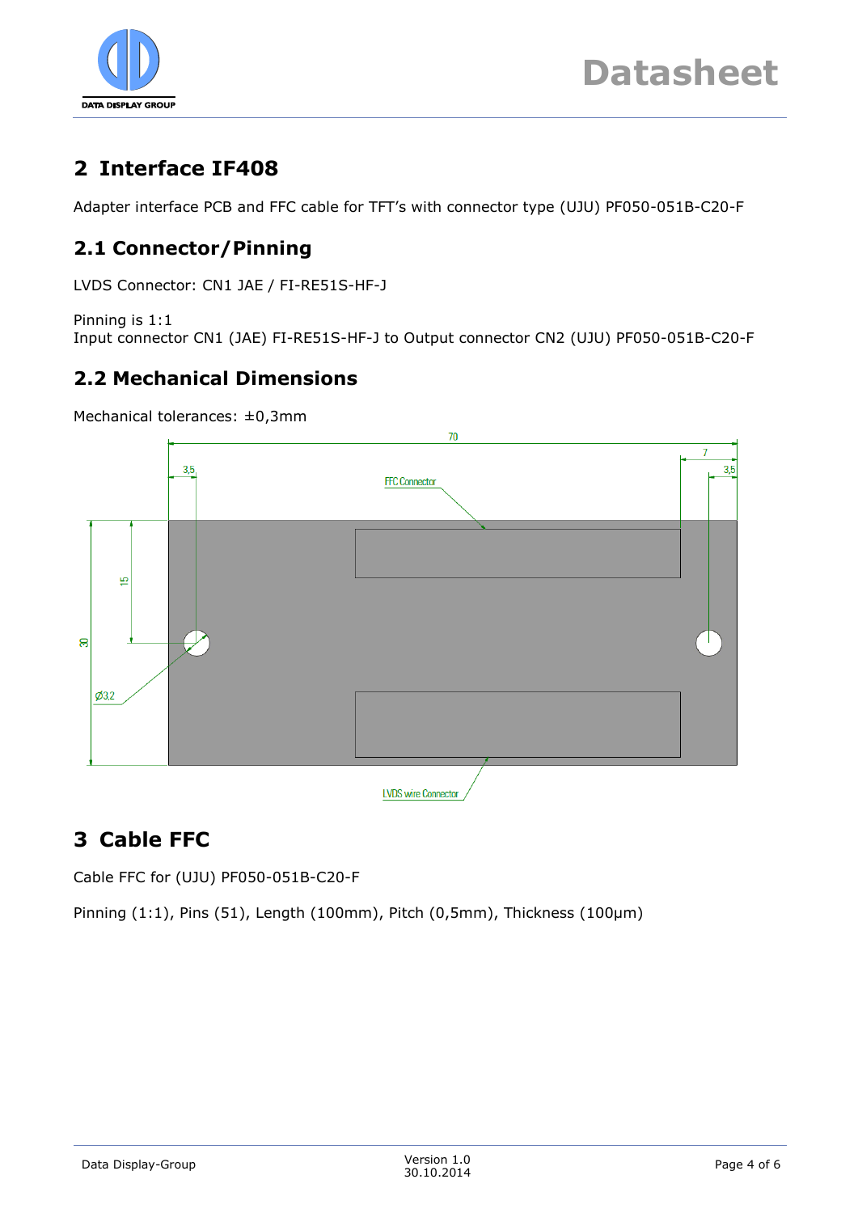## 2 Interface IF408

Adapter interface PCB and FFC cable for TFT's with connector type (UJU) PF050-051B-C20-F

### 2.1 Connector/Pinning

LVDS Connector: CN1 JAE / FI-RE51S-HF-J

Pinning is 1:1
Input connector CN1 (JAE) FI-RE51S-HF-J to Output connector CN2 (UJU) PF050-051B-C20-F

### 2.2 Mechanical Dimensions

Mechanical tolerances: ±0,3mm

70

7

3,5

3,5

FFC Connector

15

30

Ø3,2

LVDS wire Connector

## 3 Cable FFC

Cable FFC for (UJU) PF050-051B-C20-F

Pinning (1:1), Pins (51), Length (100mm), Pitch (0,5mm), Thickness (100µm)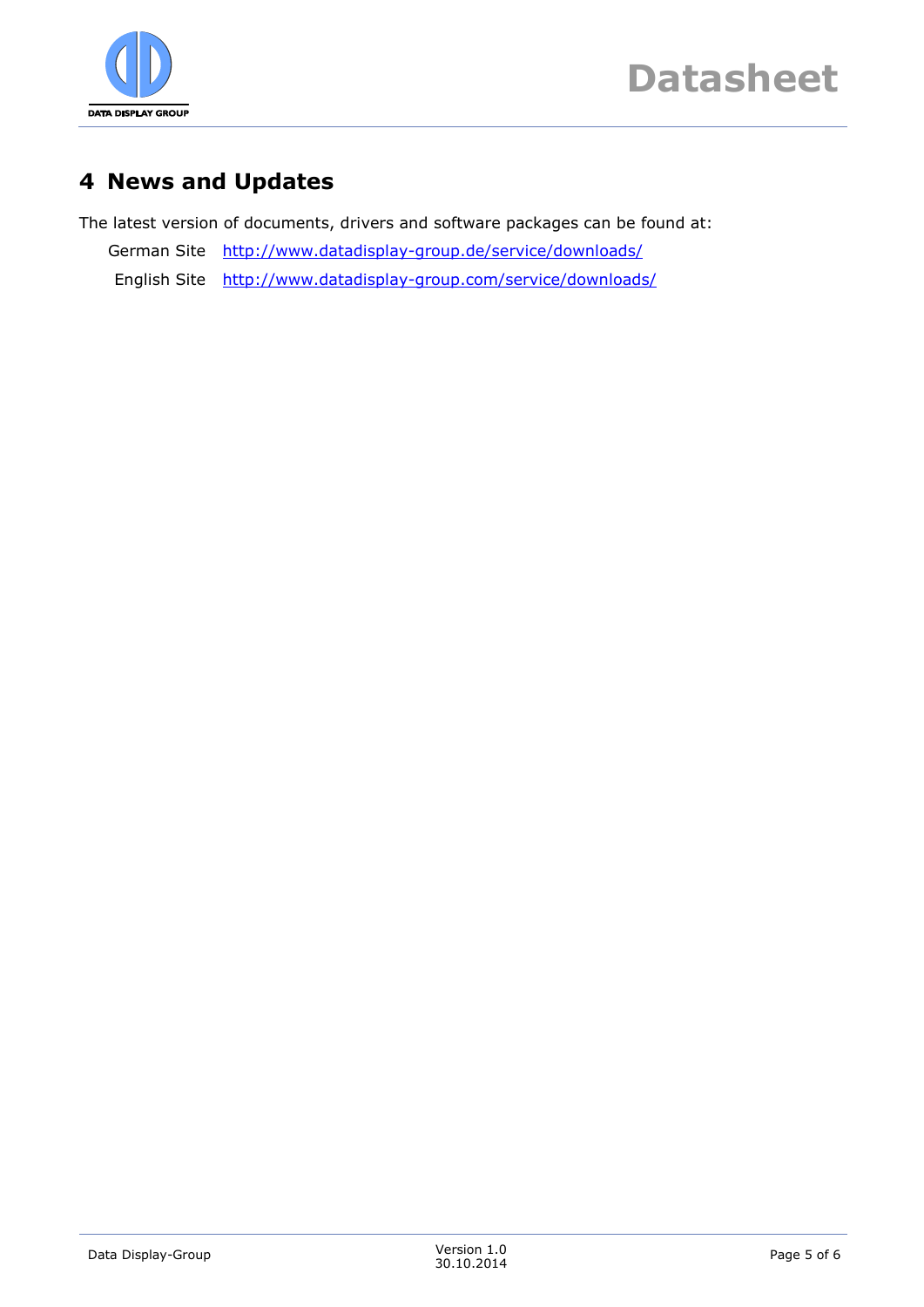# 4 News and Updates

The latest version of documents, drivers and software packages can be found at:

| | |
|---|---|
| German Site | http://www.datadisplay-group.de/service/downloads/ |
| English Site | http://www.datadisplay-group.com/service/downloads/ |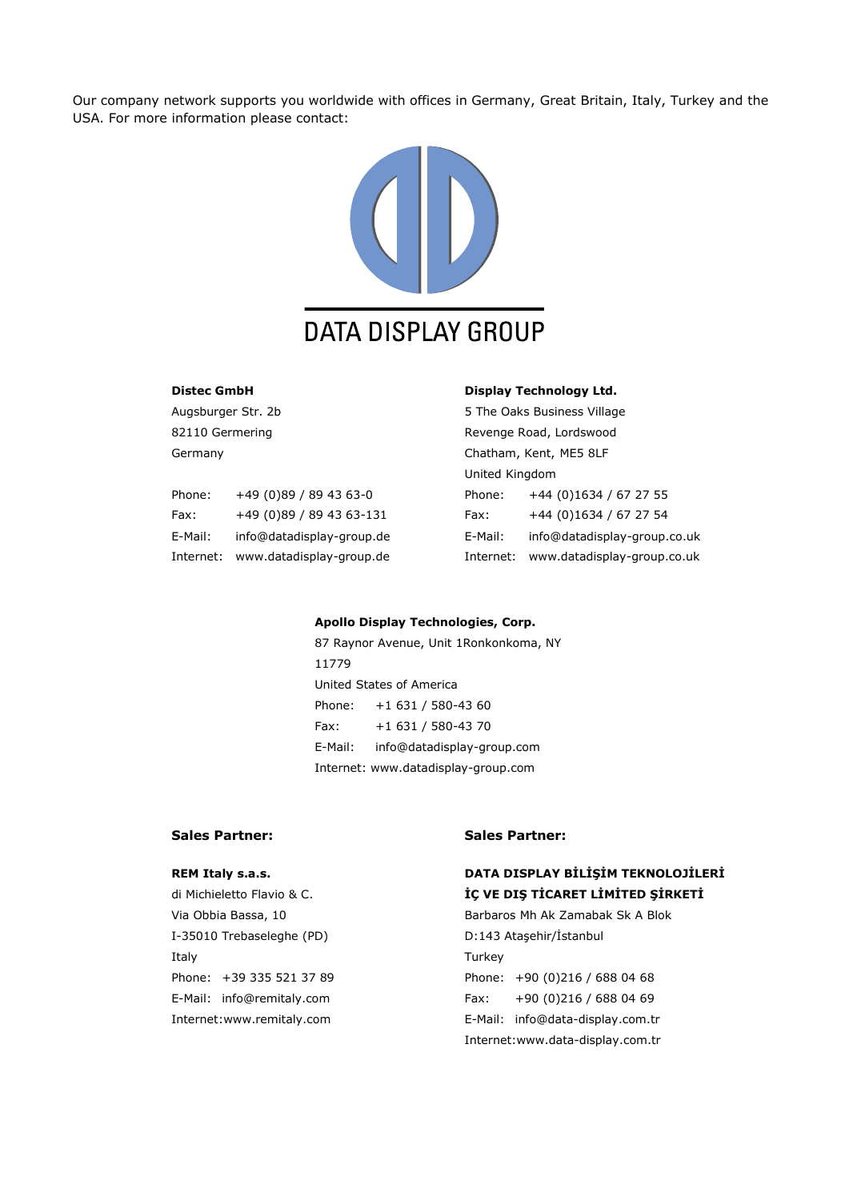Our company network supports you worldwide with offices in Germany, Great Britain, Italy, Turkey and the USA. For more information please contact:

DATA DISPLAY GROUP

**Distec GmbH**
Augsburger Str. 2b
82110 Germering
Germany

Phone: +49 (0)89 / 89 43 63-0
Fax: +49 (0)89 / 89 43 63-131
E-Mail: info@datadisplay-group.de
Internet: www.datadisplay-group.de

**Display Technology Ltd.**
5 The Oaks Business Village
Revenge Road, Lordswood
Chatham, Kent, ME5 8LF
United Kingdom
Phone: +44 (0)1634 / 67 27 55
Fax: +44 (0)1634 / 67 27 54
E-Mail: info@datadisplay-group.co.uk
Internet: www.datadisplay-group.co.uk

**Apollo Display Technologies, Corp.**
87 Raynor Avenue, Unit 1Ronkonkoma, NY
11779
United States of America
Phone: +1 631 / 580-43 60
Fax: +1 631 / 580-43 70
E-Mail: info@datadisplay-group.com
Internet: www.datadisplay-group.com

**Sales Partner:**

**REM Italy s.a.s.**
di Michieletto Flavio & C.
Via Obbia Bassa, 10
I-35010 Trebaseleghe (PD)
Italy
Phone: +39 335 521 37 89
E-Mail: info@remitaly.com
Internet:www.remitaly.com

**Sales Partner:**

**DATA DISPLAY BİLİŞİM TEKNOLOJİLERİ İÇ VE DIŞ TİCARET LİMİTED ŞİRKETİ**
Barbaros Mh Ak Zamabak Sk A Blok
D:143 Ataşehir/İstanbul
Turkey
Phone: +90 (0)216 / 688 04 68
Fax: +90 (0)216 / 688 04 69
E-Mail: info@data-display.com.tr
Internet:www.data-display.com.tr